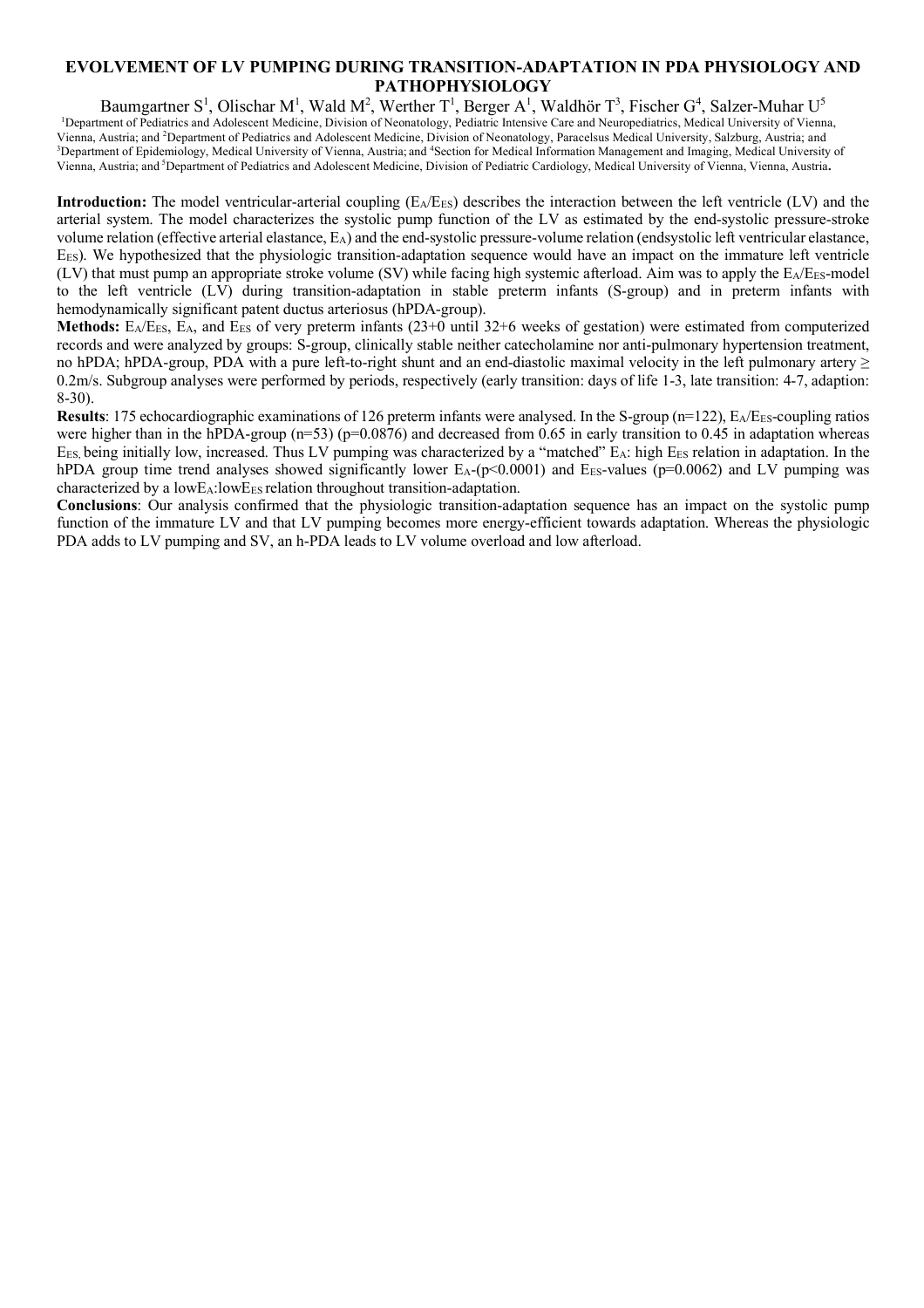# EVOLVEMENT OF LV PUMPING DURING TRANSITION-ADAPTATION IN PDA PHYSIOLOGY AND PATHOPHYSIOLOGY

Baumgartner S[1], Olischar M[1], Wald M[2], Werther T[1], Berger A[1], Waldhör T[3], Fischer G[4], Salzer-Muhar U[5]

[1]Department of Pediatrics and Adolescent Medicine, Division of Neonatology, Pediatric Intensive Care and Neuropediatrics, Medical University of Vienna, Vienna, Austria; and [2]Department of Pediatrics and Adolescent Medicine, Division of Neonatology, Paracelsus Medical University, Salzburg, Austria; and [3]Department of Epidemiology, Medical University of Vienna, Austria; and [4]Section for Medical Information Management and Imaging, Medical University of Vienna, Austria; and [5]Department of Pediatrics and Adolescent Medicine, Division of Pediatric Cardiology, Medical University of Vienna, Vienna, Austria**.**

**Introduction:** The model ventricular-arterial coupling ($E_A/E_{ES}$) describes the interaction between the left ventricle (LV) and the arterial system. The model characterizes the systolic pump function of the LV as estimated by the end-systolic pressure-stroke volume relation (effective arterial elastance, $E_A$) and the end-systolic pressure-volume relation (endsystolic left ventricular elastance, $E_{ES}$). We hypothesized that the physiologic transition-adaptation sequence would have an impact on the immature left ventricle (LV) that must pump an appropriate stroke volume (SV) while facing high systemic afterload. Aim was to apply the $E_A/E_{ES}$-model to the left ventricle (LV) during transition-adaptation in stable preterm infants (S-group) and in preterm infants with hemodynamically significant patent ductus arteriosus (hPDA-group).

**Methods:** $E_A/E_{ES}$, $E_A$, and $E_{ES}$ of very preterm infants (23+0 until 32+6 weeks of gestation) were estimated from computerized records and were analyzed by groups: S-group, clinically stable neither catecholamine nor anti-pulmonary hypertension treatment, no hPDA; hPDA-group, PDA with a pure left-to-right shunt and an end-diastolic maximal velocity in the left pulmonary artery ≥ 0.2m/s. Subgroup analyses were performed by periods, respectively (early transition: days of life 1-3, late transition: 4-7, adaption: 8-30).

**Results**: 175 echocardiographic examinations of 126 preterm infants were analysed. In the S-group (n=122), $E_A/E_{ES}$-coupling ratios were higher than in the hPDA-group (n=53) ($p=0.0876$) and decreased from 0.65 in early transition to 0.45 in adaptation whereas $E_{ES,}$ being initially low, increased. Thus LV pumping was characterized by a "matched" $E_A$: high $E_{ES}$ relation in adaptation. In the hPDA group time trend analyses showed significantly lower $E_A$-($p<0.0001$) and $E_{ES}$-values ($p=0.0062$) and LV pumping was characterized by a low$E_A$:low$E_{ES}$ relation throughout transition-adaptation.

**Conclusions**: Our analysis confirmed that the physiologic transition-adaptation sequence has an impact on the systolic pump function of the immature LV and that LV pumping becomes more energy-efficient towards adaptation. Whereas the physiologic PDA adds to LV pumping and SV, an h-PDA leads to LV volume overload and low afterload.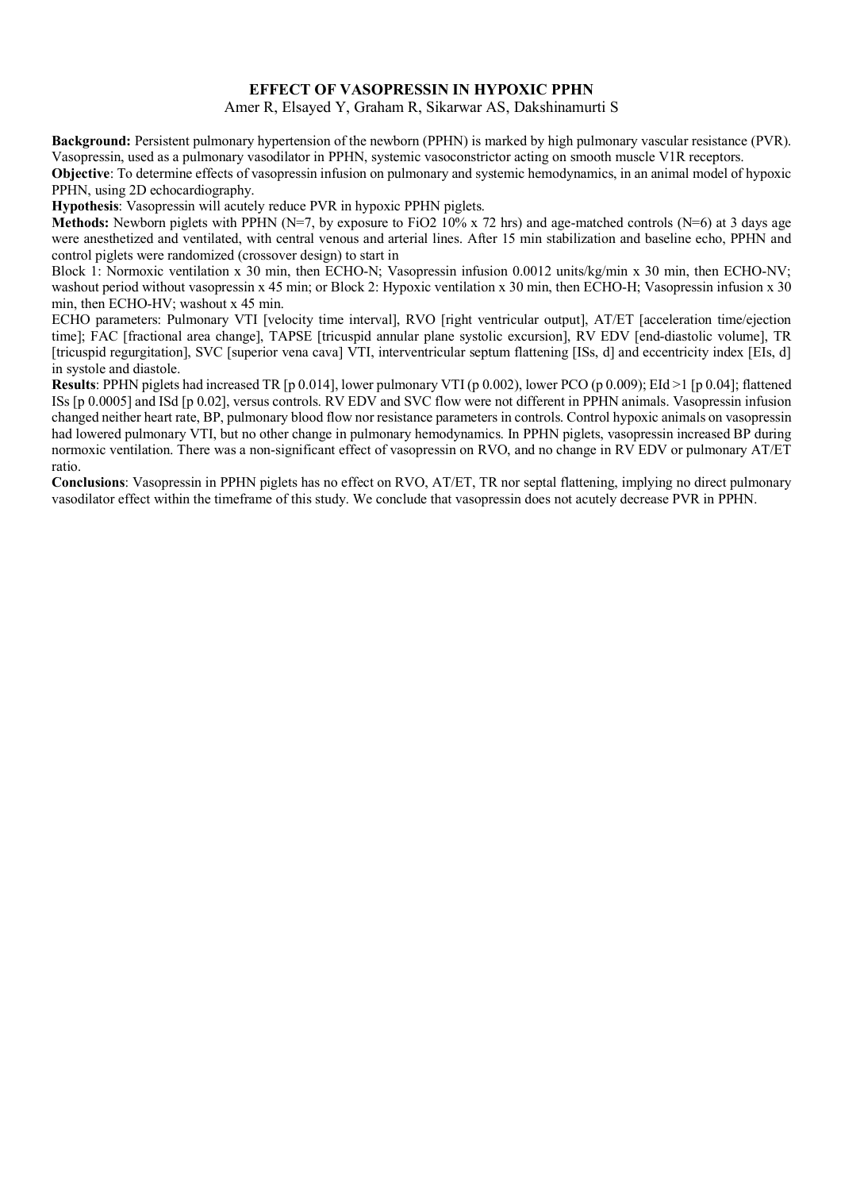# EFFECT OF VASOPRESSIN IN HYPOXIC PPHN

Amer R, Elsayed Y, Graham R, Sikarwar AS, Dakshinamurti S

**Background:** Persistent pulmonary hypertension of the newborn (PPHN) is marked by high pulmonary vascular resistance (PVR). Vasopressin, used as a pulmonary vasodilator in PPHN, systemic vasoconstrictor acting on smooth muscle V1R receptors.

**Objective**: To determine effects of vasopressin infusion on pulmonary and systemic hemodynamics, in an animal model of hypoxic PPHN, using 2D echocardiography.

**Hypothesis**: Vasopressin will acutely reduce PVR in hypoxic PPHN piglets.

**Methods:** Newborn piglets with PPHN (N=7, by exposure to $FiO_2$ 10% x 72 hrs) and age-matched controls (N=6) at 3 days age were anesthetized and ventilated, with central venous and arterial lines. After 15 min stabilization and baseline echo, PPHN and control piglets were randomized (crossover design) to start in

Block 1: Normoxic ventilation x 30 min, then ECHO-N; Vasopressin infusion 0.0012 units/kg/min x 30 min, then ECHO-NV; washout period without vasopressin x 45 min; or Block 2: Hypoxic ventilation x 30 min, then ECHO-H; Vasopressin infusion x 30 min, then ECHO-HV; washout x 45 min.

ECHO parameters: Pulmonary VTI [velocity time interval], RVO [right ventricular output], AT/ET [acceleration time/ejection time]; FAC [fractional area change], TAPSE [tricuspid annular plane systolic excursion], RV EDV [end-diastolic volume], TR [tricuspid regurgitation], SVC [superior vena cava] VTI, interventricular septum flattening [ISs, d] and eccentricity index [EIs, d] in systole and diastole.

**Results**: PPHN piglets had increased TR [p 0.014], lower pulmonary VTI (p 0.002), lower PCO (p 0.009); EId >1 [p 0.04]; flattened ISs [p 0.0005] and ISd [p 0.02], versus controls. RV EDV and SVC flow were not different in PPHN animals. Vasopressin infusion changed neither heart rate, BP, pulmonary blood flow nor resistance parameters in controls. Control hypoxic animals on vasopressin had lowered pulmonary VTI, but no other change in pulmonary hemodynamics. In PPHN piglets, vasopressin increased BP during normoxic ventilation. There was a non-significant effect of vasopressin on RVO, and no change in RV EDV or pulmonary AT/ET ratio.

**Conclusions**: Vasopressin in PPHN piglets has no effect on RVO, AT/ET, TR nor septal flattening, implying no direct pulmonary vasodilator effect within the timeframe of this study. We conclude that vasopressin does not acutely decrease PVR in PPHN.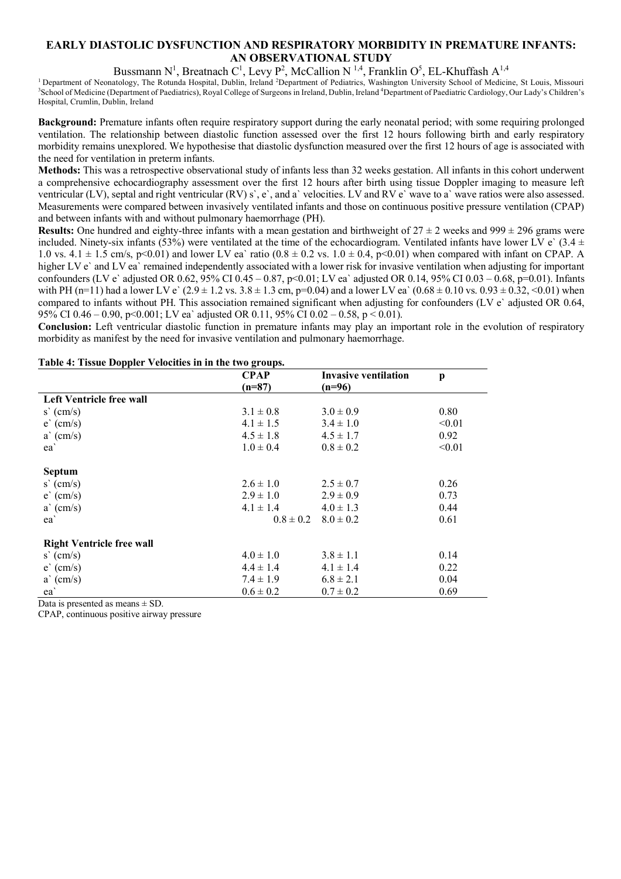# EARLY DIASTOLIC DYSFUNCTION AND RESPIRATORY MORBIDITY IN PREMATURE INFANTS: AN OBSERVATIONAL STUDY

Bussmann N[1], Breatnach C[1], Levy P[2], McCallion N [1,4], Franklin O[5], EL-Khuffash A[1,4]

[1] Department of Neonatology, The Rotunda Hospital, Dublin, Ireland [2]Department of Pediatrics, Washington University School of Medicine, St Louis, Missouri [3]School of Medicine (Department of Paediatrics), Royal College of Surgeons in Ireland, Dublin, Ireland [4]Department of Paediatric Cardiology, Our Lady's Children's Hospital, Crumlin, Dublin, Ireland

**Background:** Premature infants often require respiratory support during the early neonatal period; with some requiring prolonged ventilation. The relationship between diastolic function assessed over the first 12 hours following birth and early respiratory morbidity remains unexplored. We hypothesise that diastolic dysfunction measured over the first 12 hours of age is associated with the need for ventilation in preterm infants.

**Methods:** This was a retrospective observational study of infants less than 32 weeks gestation. All infants in this cohort underwent a comprehensive echocardiography assessment over the first 12 hours after birth using tissue Doppler imaging to measure left ventricular (LV), septal and right ventricular (RV) s`, e`, and a` velocities. LV and RV e` wave to a` wave ratios were also assessed. Measurements were compared between invasively ventilated infants and those on continuous positive pressure ventilation (CPAP) and between infants with and without pulmonary haemorrhage (PH).

**Results:** One hundred and eighty-three infants with a mean gestation and birthweight of 27 ± 2 weeks and 999 ± 296 grams were included. Ninety-six infants (53%) were ventilated at the time of the echocardiogram. Ventilated infants have lower LV e` (3.4 ± 1.0 vs. 4.1 ± 1.5 cm/s, $p<0.01$) and lower LV ea` ratio (0.8 ± 0.2 vs. 1.0 ± 0.4, $p<0.01$) when compared with infant on CPAP. A higher LV e` and LV ea` remained independently associated with a lower risk for invasive ventilation when adjusting for important confounders (LV e` adjusted OR 0.62, 95% CI 0.45 – 0.87, $p<0.01$; LV ea` adjusted OR 0.14, 95% CI 0.03 – 0.68, $p=0.01$). Infants with PH (n=11) had a lower LV e` (2.9 ± 1.2 vs. 3.8 ± 1.3 cm, $p=0.04$) and a lower LV ea` (0.68 ± 0.10 vs. 0.93 ± 0.32, <0.01) when compared to infants without PH. This association remained significant when adjusting for confounders (LV e` adjusted OR 0.64, 95% CI 0.46 – 0.90, $p<0.001$; LV ea` adjusted OR 0.11, 95% CI 0.02 – 0.58, $p < 0.01$).

**Conclusion:** Left ventricular diastolic function in premature infants may play an important role in the evolution of respiratory morbidity as manifest by the need for invasive ventilation and pulmonary haemorrhage.

**Table 4: Tissue Doppler Velocities in in the two groups.**

| | CPAP (n=87) | Invasive ventilation (n=96) | p |
|---|---|---|---|
| **Left Ventricle free wall** | | | |
| s` (cm/s) | 3.1 ± 0.8 | 3.0 ± 0.9 | 0.80 |
| e` (cm/s) | 4.1 ± 1.5 | 3.4 ± 1.0 | <0.01 |
| a` (cm/s) | 4.5 ± 1.8 | 4.5 ± 1.7 | 0.92 |
| ea` | 1.0 ± 0.4 | 0.8 ± 0.2 | <0.01 |
| **Septum** | | | |
| s` (cm/s) | 2.6 ± 1.0 | 2.5 ± 0.7 | 0.26 |
| e` (cm/s) | 2.9 ± 1.0 | 2.9 ± 0.9 | 0.73 |
| a` (cm/s) | 4.1 ± 1.4 | 4.0 ± 1.3 | 0.44 |
| ea` | 0.8 ± 0.2 | 8.0 ± 0.2 | 0.61 |
| **Right Ventricle free wall** | | | |
| s` (cm/s) | 4.0 ± 1.0 | 3.8 ± 1.1 | 0.14 |
| e` (cm/s) | 4.4 ± 1.4 | 4.1 ± 1.4 | 0.22 |
| a` (cm/s) | 7.4 ± 1.9 | 6.8 ± 2.1 | 0.04 |
| ea` | 0.6 ± 0.2 | 0.7 ± 0.2 | 0.69 |

Data is presented as means ± SD.

CPAP, continuous positive airway pressure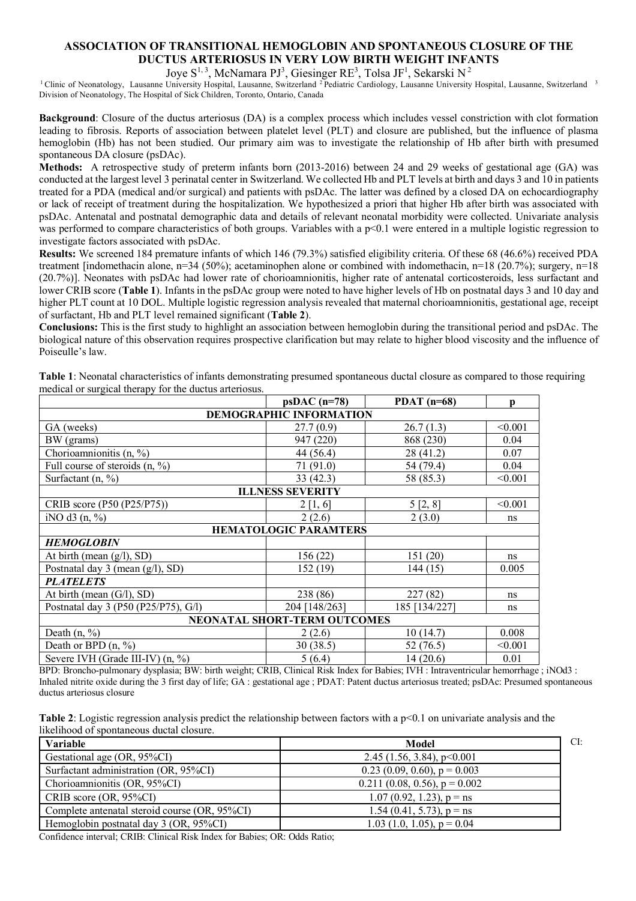# ASSOCIATION OF TRANSITIONAL HEMOGLOBIN AND SPONTANEOUS CLOSURE OF THE DUCTUS ARTERIOSUS IN VERY LOW BIRTH WEIGHT INFANTS

Joye S[1, 3], McNamara PJ[3], Giesinger RE[3], Tolsa JF[1], Sekarski N[2]

[1] Clinic of Neonatology, Lausanne University Hospital, Lausanne, Switzerland [2] Pediatric Cardiology, Lausanne University Hospital, Lausanne, Switzerland [3] Division of Neonatology, The Hospital of Sick Children, Toronto, Ontario, Canada

**Background**: Closure of the ductus arteriosus (DA) is a complex process which includes vessel constriction with clot formation leading to fibrosis. Reports of association between platelet level (PLT) and closure are published, but the influence of plasma hemoglobin (Hb) has not been studied. Our primary aim was to investigate the relationship of Hb after birth with presumed spontaneous DA closure (psDAc).

**Methods:** A retrospective study of preterm infants born (2013-2016) between 24 and 29 weeks of gestational age (GA) was conducted at the largest level 3 perinatal center in Switzerland. We collected Hb and PLT levels at birth and days 3 and 10 in patients treated for a PDA (medical and/or surgical) and patients with psDAc. The latter was defined by a closed DA on echocardiography or lack of receipt of treatment during the hospitalization. We hypothesized a priori that higher Hb after birth was associated with psDAc. Antenatal and postnatal demographic data and details of relevant neonatal morbidity were collected. Univariate analysis was performed to compare characteristics of both groups. Variables with a $p<0.1$ were entered in a multiple logistic regression to investigate factors associated with psDAc.

**Results:** We screened 184 premature infants of which 146 (79.3%) satisfied eligibility criteria. Of these 68 (46.6%) received PDA treatment [indomethacin alone, n=34 (50%); acetaminophen alone or combined with indomethacin, n=18 (20.7%); surgery, n=18 (20.7%)]. Neonates with psDAc had lower rate of chorioamnionitis, higher rate of antenatal corticosteroids, less surfactant and lower CRIB score (**Table 1**). Infants in the psDAc group were noted to have higher levels of Hb on postnatal days 3 and 10 day and higher PLT count at 10 DOL. Multiple logistic regression analysis revealed that maternal chorioamnionitis, gestational age, receipt of surfactant, Hb and PLT level remained significant (**Table 2**).

**Conclusions:** This is the first study to highlight an association between hemoglobin during the transitional period and psDAc. The biological nature of this observation requires prospective clarification but may relate to higher blood viscosity and the influence of Poiseulle's law.

**Table 1**: Neonatal characteristics of infants demonstrating presumed spontaneous ductal closure as compared to those requiring medical or surgical therapy for the ductus arteriosus.

| | **psDAC (n=78)** | **PDAT (n=68)** | **p** |
|---|---|---|---|
| **DEMOGRAPHIC INFORMATION** | | | |
| GA (weeks) | 27.7 (0.9) | 26.7 (1.3) | <0.001 |
| BW (grams) | 947 (220) | 868 (230) | 0.04 |
| Chorioamnionitis (n, %) | 44 (56.4) | 28 (41.2) | 0.07 |
| Full course of steroids (n, %) | 71 (91.0) | 54 (79.4) | 0.04 |
| Surfactant (n, %) | 33 (42.3) | 58 (85.3) | <0.001 |
| **ILLNESS SEVERITY** | | | |
| CRIB score (P50 (P25/P75)) | 2 [1, 6] | 5 [2, 8] | <0.001 |
| iNO d3 (n, %) | 2 (2.6) | 2 (3.0) | ns |
| **HEMATOLOGIC PARAMTERS** | | | |
| ***HEMOGLOBIN*** | | | |
| At birth (mean (g/l), SD) | 156 (22) | 151 (20) | ns |
| Postnatal day 3 (mean (g/l), SD) | 152 (19) | 144 (15) | 0.005 |
| ***PLATELETS*** | | | |
| At birth (mean (G/l), SD) | 238 (86) | 227 (82) | ns |
| Postnatal day 3 (P50 (P25/P75), G/l) | 204 [148/263] | 185 [134/227] | ns |
| **NEONATAL SHORT-TERM OUTCOMES** | | | |
| Death (n, %) | 2 (2.6) | 10 (14.7) | 0.008 |
| Death or BPD (n, %) | 30 (38.5) | 52 (76.5) | <0.001 |
| Severe IVH (Grade III-IV) (n, %) | 5 (6.4) | 14 (20.6) | 0.01 |

BPD: Broncho-pulmonary dysplasia; BW: birth weight; CRIB, Clinical Risk Index for Babies; IVH : Intraventricular hemorrhage ; iNOd3 : Inhaled nitrite oxide during the 3 first day of life; GA : gestational age ; PDAT: Patent ductus arteriosus treated; psDAc: Presumed spontaneous ductus arteriosus closure

**Table 2**: Logistic regression analysis predict the relationship between factors with a $p<0.1$ on univariate analysis and the likelihood of spontaneous ductal closure.

| **Variable** | **Model** |
|---|---|
| Gestational age (OR, 95%CI) | 2.45 (1.56, 3.84), p<0.001 |
| Surfactant administration (OR, 95%CI) | 0.23 (0.09, 0.60), p = 0.003 |
| Chorioamnionitis (OR, 95%CI) | 0.211 (0.08, 0.56), p = 0.002 |
| CRIB score (OR, 95%CI) | 1.07 (0.92, 1.23), p = ns |
| Complete antenatal steroid course (OR, 95%CI) | 1.54 (0.41, 5.73), p = ns |
| Hemoglobin postnatal day 3 (OR, 95%CI) | 1.03 (1.0, 1.05), p = 0.04 |

CI: Confidence interval; CRIB: Clinical Risk Index for Babies; OR: Odds Ratio;